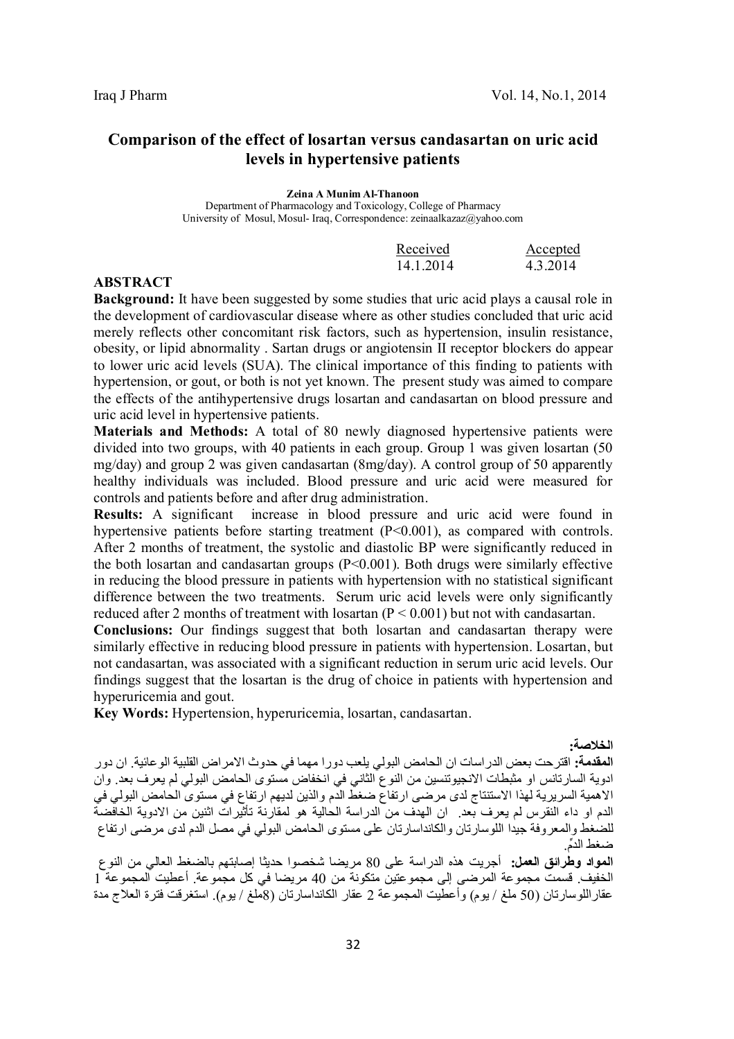# Comparison of the effect of losartan versus candasartan on uric acid levels in hypertensive patients

**Zeina A Munim Al-Thanoon**

Department of Pharmacology and Toxicology, College of Pharmacy
University of Mosul, Mosul- Iraq, Correspondence: zeinaalkazaz@yahoo.com

| Received | Accepted |
|---|---|
| 14.1.2014 | 4.3.2014 |

## ABSTRACT

**Background:** It have been suggested by some studies that uric acid plays a causal role in the development of cardiovascular disease where as other studies concluded that uric acid merely reflects other concomitant risk factors, such as hypertension, insulin resistance, obesity, or lipid abnormality . Sartan drugs or angiotensin II receptor blockers do appear to lower uric acid levels (SUA). The clinical importance of this finding to patients with hypertension, or gout, or both is not yet known. The present study was aimed to compare the effects of the antihypertensive drugs losartan and candasartan on blood pressure and uric acid level in hypertensive patients.

**Materials and Methods:** A total of 80 newly diagnosed hypertensive patients were divided into two groups, with 40 patients in each group. Group 1 was given losartan (50 mg/day) and group 2 was given candasartan (8mg/day). A control group of 50 apparently healthy individuals was included. Blood pressure and uric acid were measured for controls and patients before and after drug administration.

**Results:** A significant increase in blood pressure and uric acid were found in hypertensive patients before starting treatment ($P<0.001$), as compared with controls. After 2 months of treatment, the systolic and diastolic BP were significantly reduced in the both losartan and candasartan groups ($P<0.001$). Both drugs were similarly effective in reducing the blood pressure in patients with hypertension with no statistical significant difference between the two treatments. Serum uric acid levels were only significantly reduced after 2 months of treatment with losartan ($P < 0.001$) but not with candasartan.

**Conclusions:** Our findings suggest that both losartan and candasartan therapy were similarly effective in reducing blood pressure in patients with hypertension. Losartan, but not candasartan, was associated with a significant reduction in serum uric acid levels. Our findings suggest that the losartan is the drug of choice in patients with hypertension and hyperuricemia and gout.

**Key Words:** Hypertension, hyperuricemia, losartan, candasartan.

## الخلاصة:

**المقدمة:** اقترحت بعض الدراسات ان الحامض البولي يلعب دورا مهما في حدوث الامراض القلبية الوعائية. ان دور ادوية السارتانس او مثبطات الانجيوتنسين من النوع الثاني في انخفاض مستوى الحامض البولي لم يعرف بعد. وان الاهمية السريرية لهذا الاستنتاج لدى مرضى ارتفاع ضغط الدم والذين لديهم ارتفاع في مستوى الحامض البولي في الدم او داء النقرس لم يعرف بعد. ان الهدف من الدراسة الحالية هو لمقارنة تأثيرات اثنين من الادوية الخافضة للضغط والمعروفة جيدا اللوسارتان والكانداسارتان على مستوى الحامض البولي في مصل الدم لدى مرضى ارتفاع ضغط الدم.

**المواد وطرائق العمل:** أجريت هذه الدراسة على 80 مريضا شخصوا حديثا إصابتهم بالضغط العالي من النوع الخفيف. قسمت مجموعة المرضى إلى مجموعتين متكونة من 40 مريضا في كل مجموعة. أعطيت المجموعة 1 عقاراللوسارتان (50 ملغ / يوم) وأعطيت المجموعة 2 عقار الكانداسارتان (8ملغ / يوم). استغرقت فترة العلاج مدة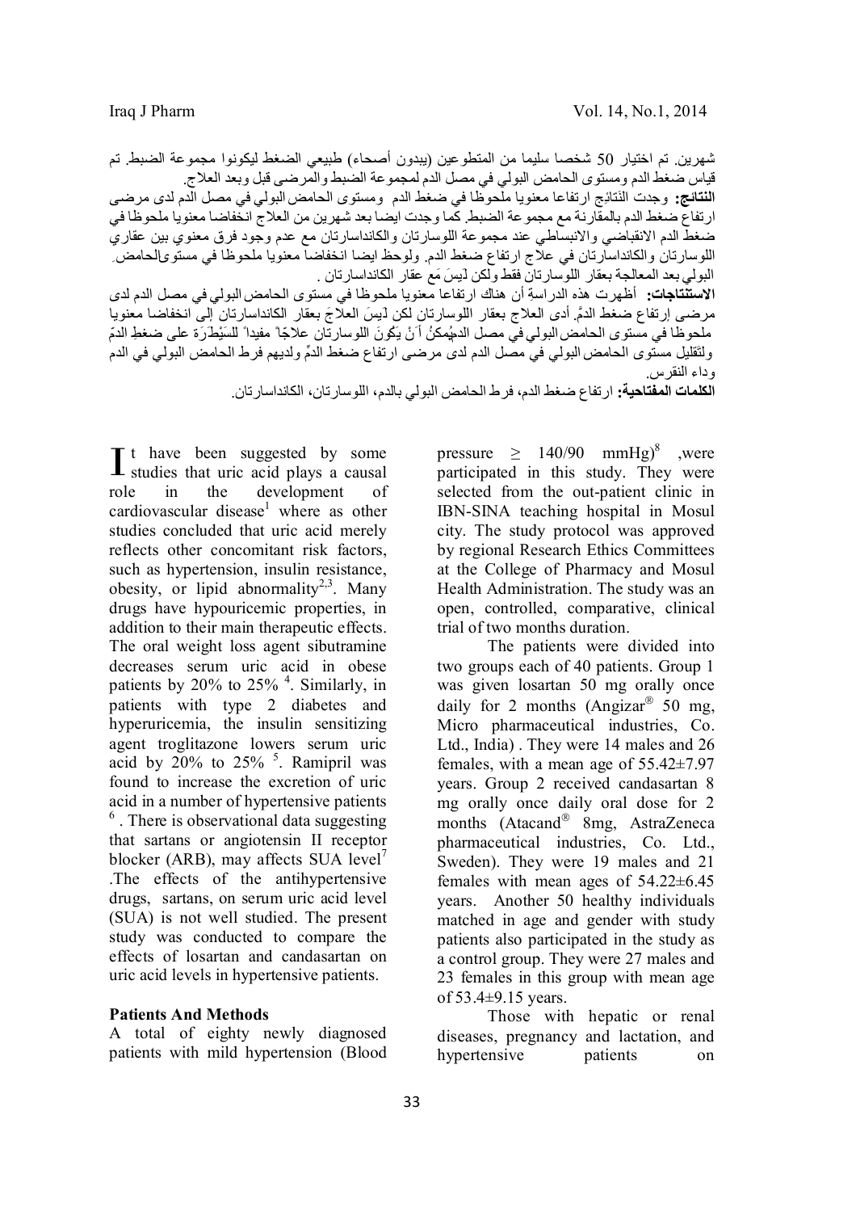شهرين. تم اختيار 50 شخصا سليما من المتطوعين (بيدون أصحاء) طبيعي الضغط ليكونوا مجموعة الضبط. تم قياس ضغط الدم ومستوى الحامض البولي في مصل الدم لمجموعة الضبط والمرضى قبل وبعد العلاج.

**النتائج:** وجدت النَتائج ارتفاعا معنويا ملحوظا في ضغط الدم ومستوى الحامض البولي في مصل الدم لدى مرضى ارتفاع ضغط الدم بالمقارنة مع مجموعة الضبط. كما وجدت ايضا بعد شهرين من العلاج انخفاضا معنويا ملحوظا في ضغط الدم الانقباضي والانبساطي عند مجموعة اللوسارتان والكانداسارتان مع عدم وجود فرق معنوي بين عقاري اللوسارتان والكانداسارتان في علاج ارتفاع ضغط الدم. ولوحظ ايضا انخفاضا معنويا ملحوظا في مستوىالحامض البولي بعد المعالجة بعقار اللوسارتان فقط ولكن لَيسَ مَع عقار الكانداسارتان .

**الاستنتاجات:** أظهرت هذه الدراسةِ أن هناك ارتفاعا معنويا ملحوظا في مستوى الحامض البولي في مصل الدم لدى مرضى إرتفاع ضغط الدمّ. أدى العلاج بعقار اللوسارتان لكن لَيسَ العلاجَ بعقار الكانداسارتان إلى انخفاضا معنويا ملحوظا في مستوى الحامض البولي في مصل الدمِ.يُمكنُ أنْ يَكُونَ اللوسارتان علاجّاً مفيداً للسَيْطَرَة على ضغط الدمّ ولتقليل مستوى الحامض البولي في مصل الدم لدى مرضى ارتفاع ضغط الدمِّ ولديهم فرط الحامض البولي في الدم وداء النقرس.

**الكلمات المفتاحية:** ارتفاع ضغط الدم، فرط الحامض البولي بالدم، اللوسارتان، الكانداسارتان.

It have been suggested by some studies that uric acid plays a causal role in the development of cardiovascular disease[1] where as other studies concluded that uric acid merely reflects other concomitant risk factors, such as hypertension, insulin resistance, obesity, or lipid abnormality[2,3]. Many drugs have hypouricemic properties, in addition to their main therapeutic effects. The oral weight loss agent sibutramine decreases serum uric acid in obese patients by 20% to 25% [4]. Similarly, in patients with type 2 diabetes and hyperuricemia, the insulin sensitizing agent troglitazone lowers serum uric acid by 20% to 25% [5]. Ramipril was found to increase the excretion of uric acid in a number of hypertensive patients [6]. There is observational data suggesting that sartans or angiotensin II receptor blocker (ARB), may affects SUA level[7]. The effects of the antihypertensive drugs, sartans, on serum uric acid level (SUA) is not well studied. The present study was conducted to compare the effects of losartan and candasartan on uric acid levels in hypertensive patients.

## Patients And Methods

A total of eighty newly diagnosed patients with mild hypertension (Blood pressure $\geq$ 140/90 mmHg)[8] ,were participated in this study. They were selected from the out-patient clinic in IBN-SINA teaching hospital in Mosul city. The study protocol was approved by regional Research Ethics Committees at the College of Pharmacy and Mosul Health Administration. The study was an open, controlled, comparative, clinical trial of two months duration.

The patients were divided into two groups each of 40 patients. Group 1 was given losartan 50 mg orally once daily for 2 months (Angizar® 50 mg, Micro pharmaceutical industries, Co. Ltd., India) . They were 14 males and 26 females, with a mean age of 55.42±7.97 years. Group 2 received candasartan 8 mg orally once daily oral dose for 2 months (Atacand® 8mg, AstraZeneca pharmaceutical industries, Co. Ltd., Sweden). They were 19 males and 21 females with mean ages of 54.22±6.45 years. Another 50 healthy individuals matched in age and gender with study patients also participated in the study as a control group. They were 27 males and 23 females in this group with mean age of 53.4±9.15 years.

Those with hepatic or renal diseases, pregnancy and lactation, and hypertensive patients on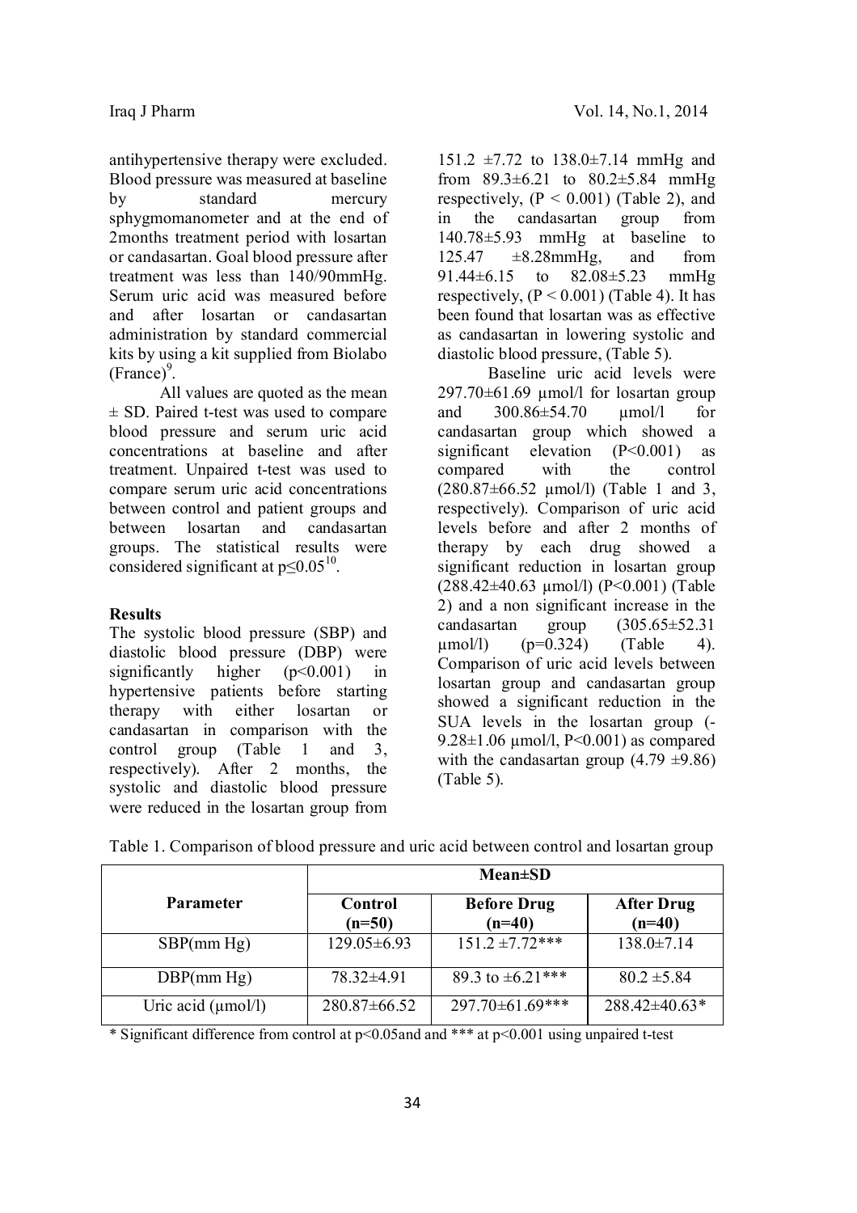antihypertensive therapy were excluded. Blood pressure was measured at baseline by standard mercury sphygmomanometer and at the end of 2months treatment period with losartan or candasartan. Goal blood pressure after treatment was less than 140/90mmHg. Serum uric acid was measured before and after losartan or candasartan administration by standard commercial kits by using a kit supplied from Biolabo (France)[9].

All values are quoted as the mean ± SD. Paired t-test was used to compare blood pressure and serum uric acid concentrations at baseline and after treatment. Unpaired t-test was used to compare serum uric acid concentrations between control and patient groups and between losartan and candasartan groups. The statistical results were considered significant at $p \leq 0.05$[10].

**Results**

The systolic blood pressure (SBP) and diastolic blood pressure (DBP) were significantly higher ($p<0.001$) in hypertensive patients before starting therapy with either losartan or candasartan in comparison with the control group (Table 1 and 3, respectively). After 2 months, the systolic and diastolic blood pressure were reduced in the losartan group from 151.2 ±7.72 to 138.0±7.14 mmHg and from 89.3±6.21 to 80.2±5.84 mmHg respectively, ($P < 0.001$) (Table 2), and in the candasartan group from 140.78±5.93 mmHg at baseline to 125.47 ±8.28mmHg, and from 91.44±6.15 to 82.08±5.23 mmHg respectively, ($P < 0.001$) (Table 4). It has been found that losartan was as effective as candasartan in lowering systolic and diastolic blood pressure, (Table 5).

Baseline uric acid levels were 297.70±61.69 µmol/l for losartan group and 300.86±54.70 µmol/l for candasartan group which showed a significant elevation ($P<0.001$) as compared with the control (280.87±66.52 µmol/l) (Table 1 and 3, respectively). Comparison of uric acid levels before and after 2 months of therapy by each drug showed a significant reduction in losartan group (288.42±40.63 µmol/l) ($P<0.001$) (Table 2) and a non significant increase in the candasartan group (305.65±52.31 µmol/l) ($p=0.324$) (Table 4). Comparison of uric acid levels between losartan group and candasartan group showed a significant reduction in the SUA levels in the losartan group (-9.28±1.06 µmol/l, $P<0.001$) as compared with the candasartan group (4.79 ±9.86) (Table 5).

Table 1. Comparison of blood pressure and uric acid between control and losartan group

| Parameter | Mean±SD | | |
|---|---|---|---|
| | Control (n=50) | Before Drug (n=40) | After Drug (n=40) |
| SBP(mm Hg) | 129.05±6.93 | 151.2 ±7.72*** | 138.0±7.14 |
| DBP(mm Hg) | 78.32±4.91 | 89.3 to ±6.21*** | 80.2 ±5.84 |
| Uric acid (µmol/l) | 280.87±66.52 | 297.70±61.69*** | 288.42±40.63* |

\* Significant difference from control at $p<0.05$and and *** at $p<0.001$ using unpaired t-test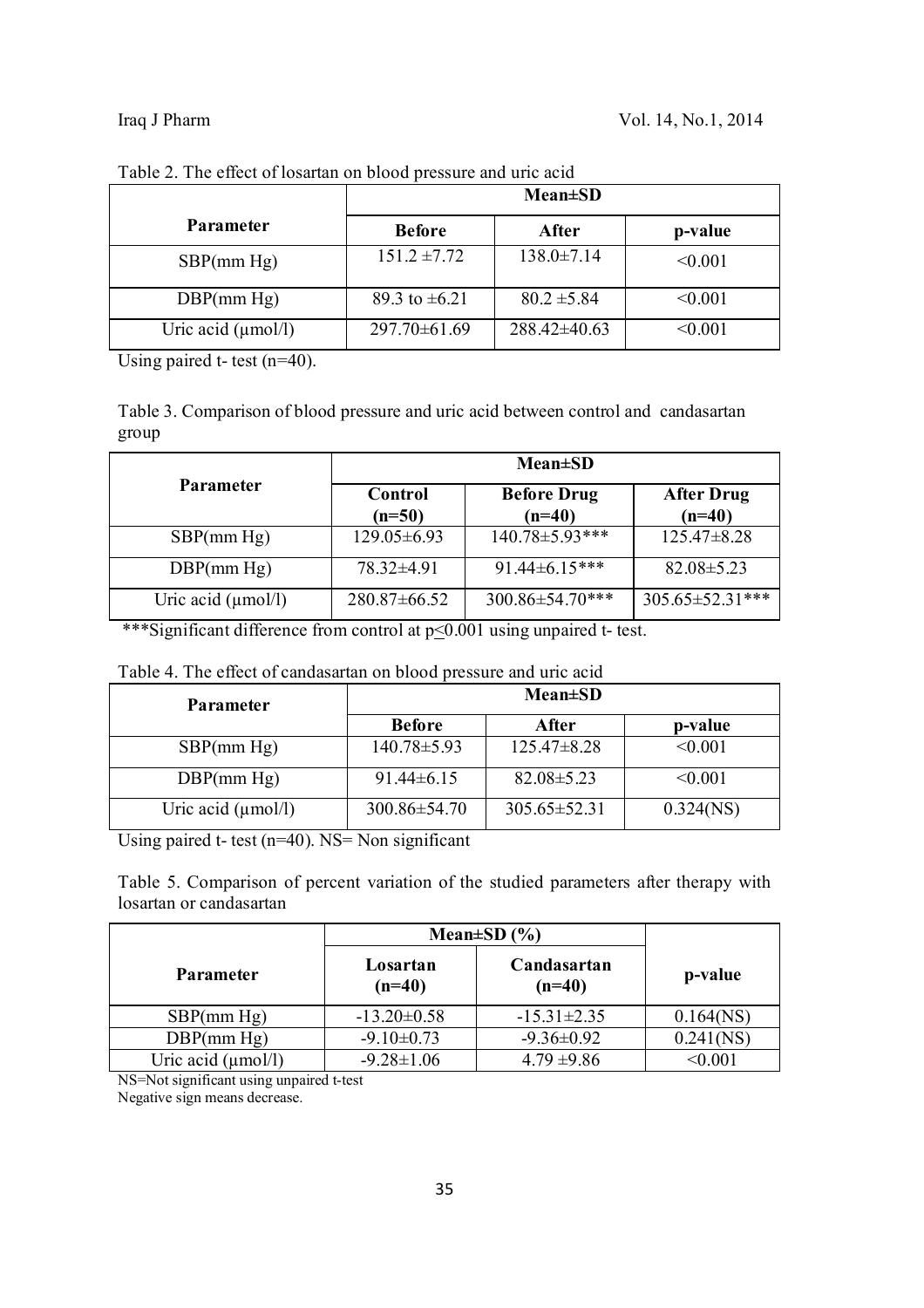Table 2. The effect of losartan on blood pressure and uric acid

| Parameter | Mean±SD | | |
|---|---|---|---|
| | Before | After | p-value |
| SBP(mm Hg) | 151.2 ±7.72 | 138.0±7.14 | <0.001 |
| DBP(mm Hg) | 89.3 to ±6.21 | 80.2 ±5.84 | <0.001 |
| Uric acid (µmol/l) | 297.70±61.69 | 288.42±40.63 | <0.001 |

Using paired t- test (n=40).

Table 3. Comparison of blood pressure and uric acid between control and candasartan group

| Parameter | Mean±SD | | |
|---|---|---|---|
| | Control (n=50) | Before Drug (n=40) | After Drug (n=40) |
| SBP(mm Hg) | 129.05±6.93 | 140.78±5.93*** | 125.47±8.28 |
| DBP(mm Hg) | 78.32±4.91 | 91.44±6.15*** | 82.08±5.23 |
| Uric acid (µmol/l) | 280.87±66.52 | 300.86±54.70*** | 305.65±52.31*** |

***Significant difference from control at $p \leq 0.001$ using unpaired t- test.

Table 4. The effect of candasartan on blood pressure and uric acid

| Parameter | Mean±SD | | |
|---|---|---|---|
| | Before | After | p-value |
| SBP(mm Hg) | 140.78±5.93 | 125.47±8.28 | <0.001 |
| DBP(mm Hg) | 91.44±6.15 | 82.08±5.23 | <0.001 |
| Uric acid (µmol/l) | 300.86±54.70 | 305.65±52.31 | 0.324(NS) |

Using paired t- test (n=40). NS= Non significant

Table 5. Comparison of percent variation of the studied parameters after therapy with losartan or candasartan

| Parameter | Mean±SD (%) | | p-value |
|---|---|---|---|
| | Losartan (n=40) | Candasartan (n=40) | |
| SBP(mm Hg) | -13.20±0.58 | -15.31±2.35 | 0.164(NS) |
| DBP(mm Hg) | -9.10±0.73 | -9.36±0.92 | 0.241(NS) |
| Uric acid (µmol/l) | -9.28±1.06 | 4.79 ±9.86 | <0.001 |

NS=Not significant using unpaired t-test

Negative sign means decrease.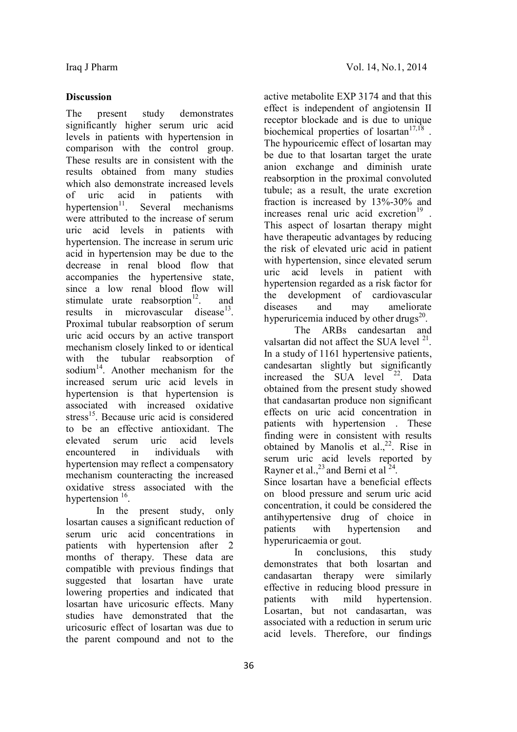## Discussion

The present study demonstrates significantly higher serum uric acid levels in patients with hypertension in comparison with the control group. These results are in consistent with the results obtained from many studies which also demonstrate increased levels of uric acid in patients with hypertension[11]. Several mechanisms were attributed to the increase of serum uric acid levels in patients with hypertension. The increase in serum uric acid in hypertension may be due to the decrease in renal blood flow that accompanies the hypertensive state, since a low renal blood flow will stimulate urate reabsorption[12]. and results in microvascular disease[13]. Proximal tubular reabsorption of serum uric acid occurs by an active transport mechanism closely linked to or identical with the tubular reabsorption of sodium[14]. Another mechanism for the increased serum uric acid levels in hypertension is that hypertension is associated with increased oxidative stress[15]. Because uric acid is considered to be an effective antioxidant. The elevated serum uric acid levels encountered in individuals with hypertension may reflect a compensatory mechanism counteracting the increased oxidative stress associated with the hypertension [16].

In the present study, only losartan causes a significant reduction of serum uric acid concentrations in patients with hypertension after 2 months of therapy. These data are compatible with previous findings that suggested that losartan have urate lowering properties and indicated that losartan have uricosuric effects. Many studies have demonstrated that the uricosuric effect of losartan was due to the parent compound and not to the active metabolite EXP 3174 and that this effect is independent of angiotensin II receptor blockade and is due to unique biochemical properties of losartan[17,18] . The hypouricemic effect of losartan may be due to that losartan target the urate anion exchange and diminish urate reabsorption in the proximal convoluted tubule; as a result, the urate excretion fraction is increased by 13%-30% and increases renal uric acid excretion[19] . This aspect of losartan therapy might have therapeutic advantages by reducing the risk of elevated uric acid in patient with hypertension, since elevated serum uric acid levels in patient with hypertension regarded as a risk factor for the development of cardiovascular diseases and may ameliorate hyperuricemia induced by other drugs[20].

The ARBs candesartan and valsartan did not affect the SUA level [21]. In a study of 1161 hypertensive patients, candesartan slightly but significantly increased the SUA level [22]. Data obtained from the present study showed that candasartan produce non significant effects on uric acid concentration in patients with hypertension . These finding were in consistent with results obtained by Manolis et al.,[22]. Rise in serum uric acid levels reported by Rayner et al.,[23] and Berni et al [24].

Since losartan have a beneficial effects on blood pressure and serum uric acid concentration, it could be considered the antihypertensive drug of choice in patients with hypertension and hyperuricaemia or gout.

In conclusions, this study demonstrates that both losartan and candasartan therapy were similarly effective in reducing blood pressure in patients with mild hypertension. Losartan, but not candasartan, was associated with a reduction in serum uric acid levels. Therefore, our findings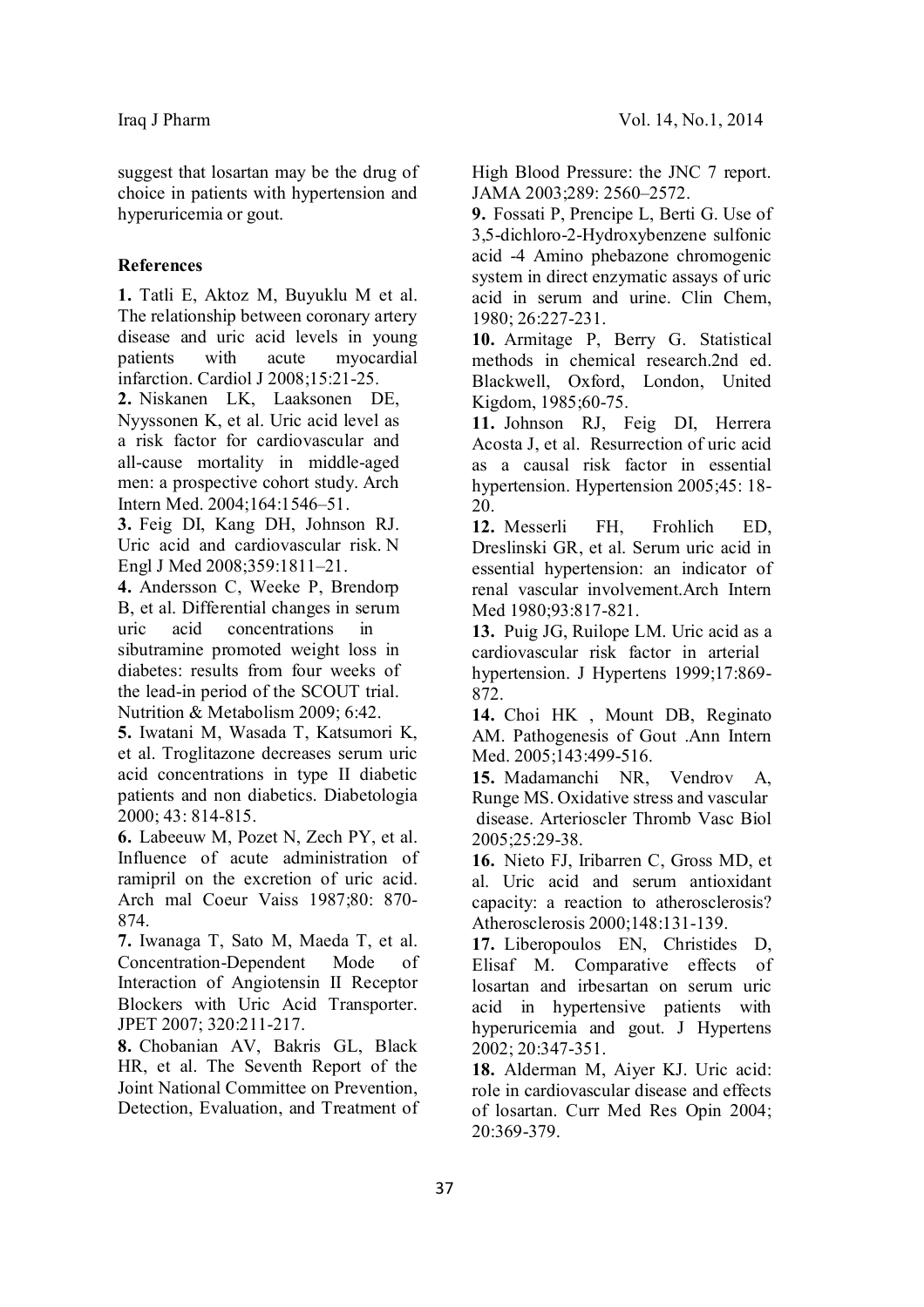suggest that losartan may be the drug of choice in patients with hypertension and hyperuricemia or gout.

### References

**1.** Tatli E, Aktoz M, Buyuklu M et al. The relationship between coronary artery disease and uric acid levels in young patients with acute myocardial infarction. Cardiol J 2008;15:21-25.

**2.** Niskanen LK, Laaksonen DE, Nyyssonen K, et al. Uric acid level as a risk factor for cardiovascular and all-cause mortality in middle-aged men: a prospective cohort study. Arch Intern Med. 2004;164:1546–51.

**3.** Feig DI, Kang DH, Johnson RJ. Uric acid and cardiovascular risk. N Engl J Med 2008;359:1811–21.

**4.** Andersson C, Weeke P, Brendorp B, et al. Differential changes in serum uric acid concentrations in sibutramine promoted weight loss in diabetes: results from four weeks of the lead-in period of the SCOUT trial. Nutrition & Metabolism 2009; 6:42.

**5.** Iwatani M, Wasada T, Katsumori K, et al. Troglitazone decreases serum uric acid concentrations in type II diabetic patients and non diabetics. Diabetologia 2000; 43: 814-815.

**6.** Labeeuw M, Pozet N, Zech PY, et al. Influence of acute administration of ramipril on the excretion of uric acid. Arch mal Coeur Vaiss 1987;80: 870-874.

**7.** Iwanaga T, Sato M, Maeda T, et al. Concentration-Dependent Mode of Interaction of Angiotensin II Receptor Blockers with Uric Acid Transporter. JPET 2007; 320:211-217.

**8.** Chobanian AV, Bakris GL, Black HR, et al. The Seventh Report of the Joint National Committee on Prevention, Detection, Evaluation, and Treatment of High Blood Pressure: the JNC 7 report. JAMA 2003;289: 2560–2572.

**9.** Fossati P, Prencipe L, Berti G. Use of 3,5-dichloro-2-Hydroxybenzene sulfonic acid -4 Amino phebazone chromogenic system in direct enzymatic assays of uric acid in serum and urine. Clin Chem, 1980; 26:227-231.

**10.** Armitage P, Berry G. Statistical methods in chemical research.2nd ed. Blackwell, Oxford, London, United Kigdom, 1985;60-75.

**11.** Johnson RJ, Feig DI, Herrera Acosta J, et al. Resurrection of uric acid as a causal risk factor in essential hypertension. Hypertension 2005;45: 18-20.

**12.** Messerli FH, Frohlich ED, Dreslinski GR, et al. Serum uric acid in essenial hypertension: an indicator of renal vascular involvement.Arch Intern Med 1980;93:817-821.

**13.** Puig JG, Ruilope LM. Uric acid as a cardiovascular risk factor in arterial hypertension. J Hypertens 1999;17:869-872.

**14.** Choi HK , Mount DB, Reginato AM. Pathogenesis of Gout .Ann Intern Med. 2005;143:499-516.

**15.** Madamanchi NR, Vendrov A, Runge MS. Oxidative stress and vascular disease. Arterioscler Thromb Vasc Biol 2005;25:29-38.

**16.** Nieto FJ, Iribarren C, Gross MD, et al. Uric acid and serum antioxidant capacity: a reaction to atherosclerosis? Atherosclerosis 2000;148:131-139.

**17.** Liberopoulos EN, Christides D, Elisaf M. Comparative effects of losartan and irbesartan on serum uric acid in hypertensive patients with hyperuricemia and gout. J Hypertens 2002; 20:347-351.

**18.** Alderman M, Aiyer KJ. Uric acid: role in cardiovascular disease and effects of losartan. Curr Med Res Opin 2004; 20:369-379.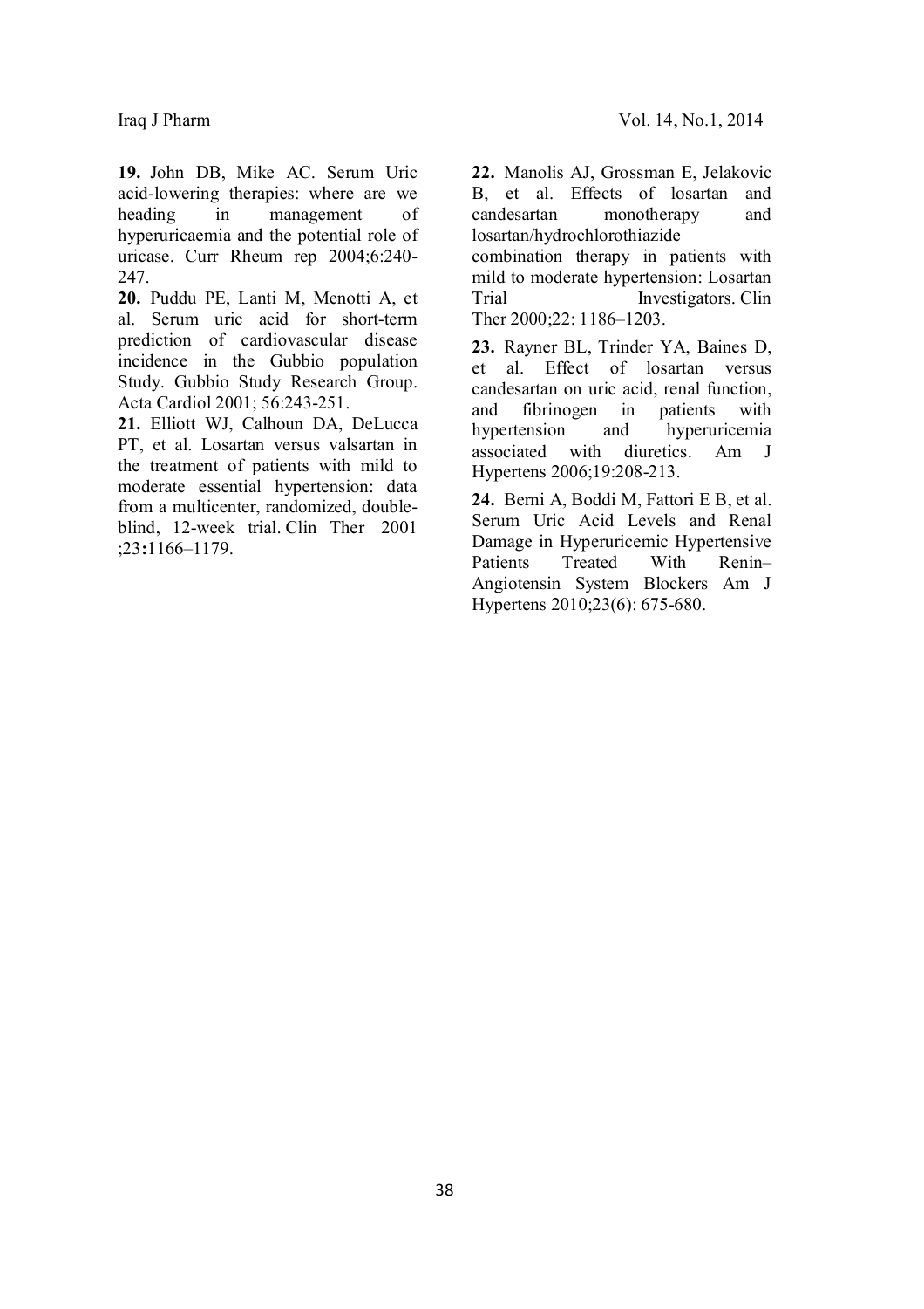**19.** John DB, Mike AC. Serum Uric acid-lowering therapies: where are we heading in management of hyperuricaemia and the potential role of uricase. Curr Rheum rep 2004;6:240-247.

**20.** Puddu PE, Lanti M, Menotti A, et al. Serum uric acid for short-term prediction of cardiovascular disease incidence in the Gubbio population Study. Gubbio Study Research Group. Acta Cardiol 2001; 56:243-251.

**21.** Elliott WJ, Calhoun DA, DeLucca PT, et al. Losartan versus valsartan in the treatment of patients with mild to moderate essential hypertension: data from a multicenter, randomized, double-blind, 12-week trial. Clin Ther 2001 ;23**:**1166–1179.

**22.** Manolis AJ, Grossman E, Jelakovic B, et al. Effects of losartan and candesartan monotherapy and losartan/hydrochlorothiazide combination therapy in patients with mild to moderate hypertension: Losartan Trial Investigators. Clin Ther 2000;22: 1186–1203.

**23.** Rayner BL, Trinder YA, Baines D, et al. Effect of losartan versus candesartan on uric acid, renal function, and fibrinogen in patients with hypertension and hyperuricemia associated with diuretics. Am J Hypertens 2006;19:208-213.

**24.** Berni A, Boddi M, Fattori E B, et al. Serum Uric Acid Levels and Renal Damage in Hyperuricemic Hypertensive Patients Treated With Renin–Angiotensin System Blockers Am J Hypertens 2010;23(6): 675-680.